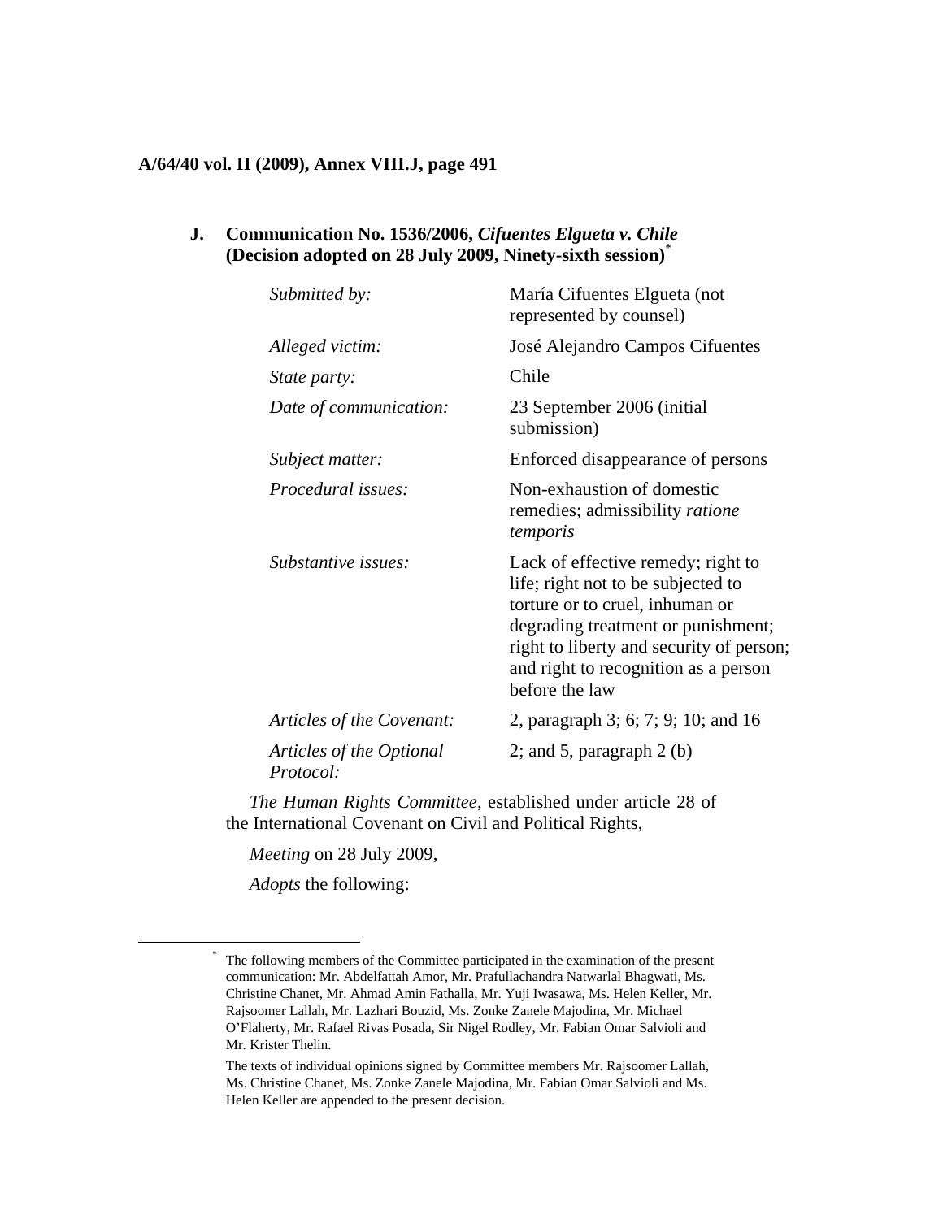**A/64/40 vol. II (2009), Annex VIII.J, page 491**

## J. Communication No. 1536/2006, *Cifuentes Elgueta v. Chile* (Decision adopted on 28 July 2009, Ninety-sixth session)[*]

| | |
|---|---|
| *Submitted by:* | María Cifuentes Elgueta (not represented by counsel) |
| *Alleged victim:* | José Alejandro Campos Cifuentes |
| *State party:* | Chile |
| *Date of communication:* | 23 September 2006 (initial submission) |
| *Subject matter:* | Enforced disappearance of persons |
| *Procedural issues:* | Non-exhaustion of domestic remedies; admissibility *ratione temporis* |
| *Substantive issues:* | Lack of effective remedy; right to life; right not to be subjected to torture or to cruel, inhuman or degrading treatment or punishment; right to liberty and security of person; and right to recognition as a person before the law |
| *Articles of the Covenant:* | 2, paragraph 3; 6; 7; 9; 10; and 16 |
| *Articles of the Optional Protocol:* | 2; and 5, paragraph 2 (b) |

*The Human Rights Committee*, established under article 28 of the International Covenant on Civil and Political Rights,

*Meeting* on 28 July 2009,

*Adopts* the following:

---

[*] The following members of the Committee participated in the examination of the present communication: Mr. Abdelfattah Amor, Mr. Prafullachandra Natwarlal Bhagwati, Ms. Christine Chanet, Mr. Ahmad Amin Fathalla, Mr. Yuji Iwasawa, Ms. Helen Keller, Mr. Rajsoomer Lallah, Mr. Lazhari Bouzid, Ms. Zonke Zanele Majodina, Mr. Michael O'Flaherty, Mr. Rafael Rivas Posada, Sir Nigel Rodley, Mr. Fabian Omar Salvioli and Mr. Krister Thelin.

The texts of individual opinions signed by Committee members Mr. Rajsoomer Lallah, Ms. Christine Chanet, Ms. Zonke Zanele Majodina, Mr. Fabian Omar Salvioli and Ms. Helen Keller are appended to the present decision.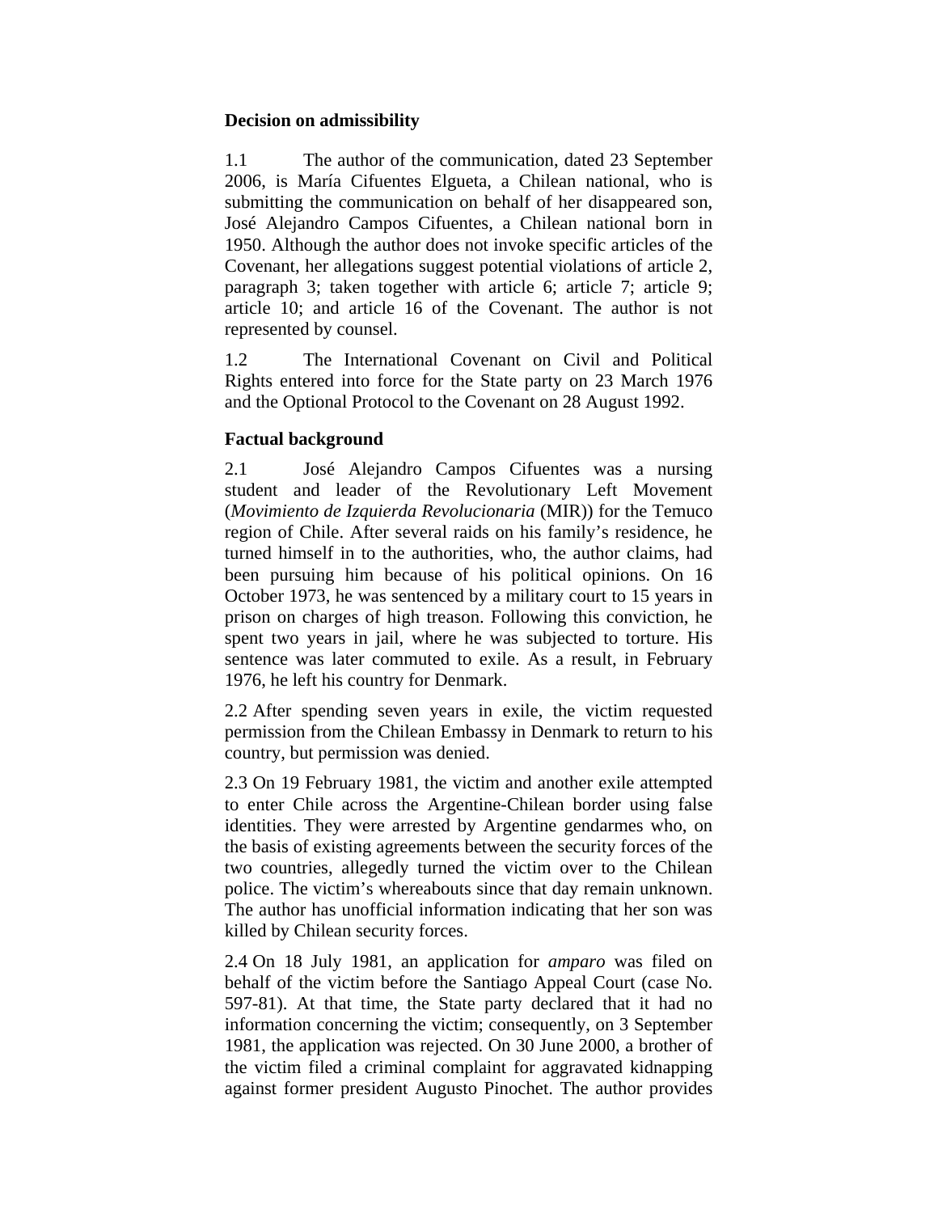**Decision on admissibility**

1.1 The author of the communication, dated 23 September 2006, is María Cifuentes Elgueta, a Chilean national, who is submitting the communication on behalf of her disappeared son, José Alejandro Campos Cifuentes, a Chilean national born in 1950. Although the author does not invoke specific articles of the Covenant, her allegations suggest potential violations of article 2, paragraph 3; taken together with article 6; article 7; article 9; article 10; and article 16 of the Covenant. The author is not represented by counsel.

1.2 The International Covenant on Civil and Political Rights entered into force for the State party on 23 March 1976 and the Optional Protocol to the Covenant on 28 August 1992.

**Factual background**

2.1 José Alejandro Campos Cifuentes was a nursing student and leader of the Revolutionary Left Movement (*Movimiento de Izquierda Revolucionaria* (MIR)) for the Temuco region of Chile. After several raids on his family's residence, he turned himself in to the authorities, who, the author claims, had been pursuing him because of his political opinions. On 16 October 1973, he was sentenced by a military court to 15 years in prison on charges of high treason. Following this conviction, he spent two years in jail, where he was subjected to torture. His sentence was later commuted to exile. As a result, in February 1976, he left his country for Denmark.

2.2 After spending seven years in exile, the victim requested permission from the Chilean Embassy in Denmark to return to his country, but permission was denied.

2.3 On 19 February 1981, the victim and another exile attempted to enter Chile across the Argentine-Chilean border using false identities. They were arrested by Argentine gendarmes who, on the basis of existing agreements between the security forces of the two countries, allegedly turned the victim over to the Chilean police. The victim's whereabouts since that day remain unknown. The author has unofficial information indicating that her son was killed by Chilean security forces.

2.4 On 18 July 1981, an application for *amparo* was filed on behalf of the victim before the Santiago Appeal Court (case No. 597-81). At that time, the State party declared that it had no information concerning the victim; consequently, on 3 September 1981, the application was rejected. On 30 June 2000, a brother of the victim filed a criminal complaint for aggravated kidnapping against former president Augusto Pinochet. The author provides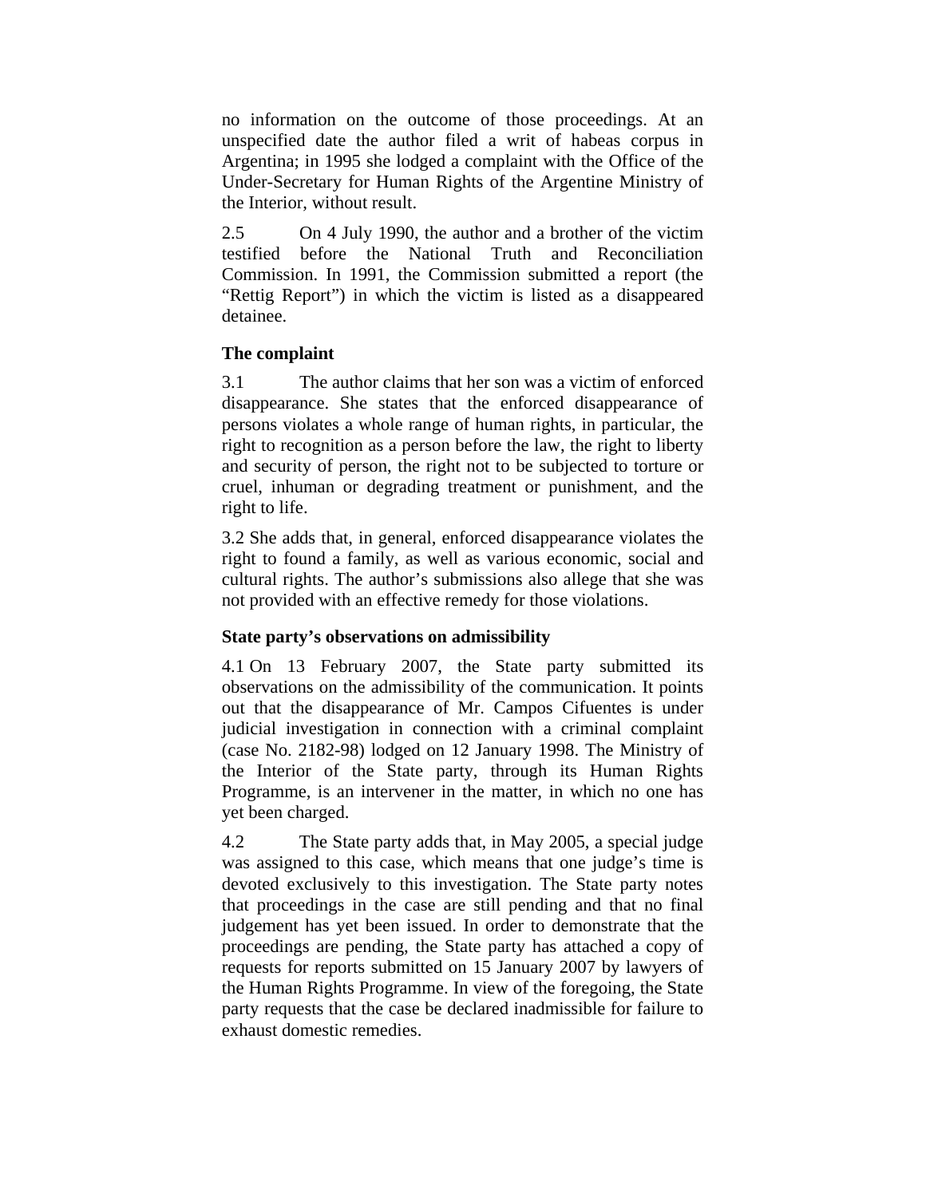no information on the outcome of those proceedings. At an unspecified date the author filed a writ of habeas corpus in Argentina; in 1995 she lodged a complaint with the Office of the Under-Secretary for Human Rights of the Argentine Ministry of the Interior, without result.

2.5 On 4 July 1990, the author and a brother of the victim testified before the National Truth and Reconciliation Commission. In 1991, the Commission submitted a report (the "Rettig Report") in which the victim is listed as a disappeared detainee.

**The complaint**

3.1 The author claims that her son was a victim of enforced disappearance. She states that the enforced disappearance of persons violates a whole range of human rights, in particular, the right to recognition as a person before the law, the right to liberty and security of person, the right not to be subjected to torture or cruel, inhuman or degrading treatment or punishment, and the right to life.

3.2 She adds that, in general, enforced disappearance violates the right to found a family, as well as various economic, social and cultural rights. The author's submissions also allege that she was not provided with an effective remedy for those violations.

**State party's observations on admissibility**

4.1 On 13 February 2007, the State party submitted its observations on the admissibility of the communication. It points out that the disappearance of Mr. Campos Cifuentes is under judicial investigation in connection with a criminal complaint (case No. 2182-98) lodged on 12 January 1998. The Ministry of the Interior of the State party, through its Human Rights Programme, is an intervener in the matter, in which no one has yet been charged.

4.2 The State party adds that, in May 2005, a special judge was assigned to this case, which means that one judge's time is devoted exclusively to this investigation. The State party notes that proceedings in the case are still pending and that no final judgement has yet been issued. In order to demonstrate that the proceedings are pending, the State party has attached a copy of requests for reports submitted on 15 January 2007 by lawyers of the Human Rights Programme. In view of the foregoing, the State party requests that the case be declared inadmissible for failure to exhaust domestic remedies.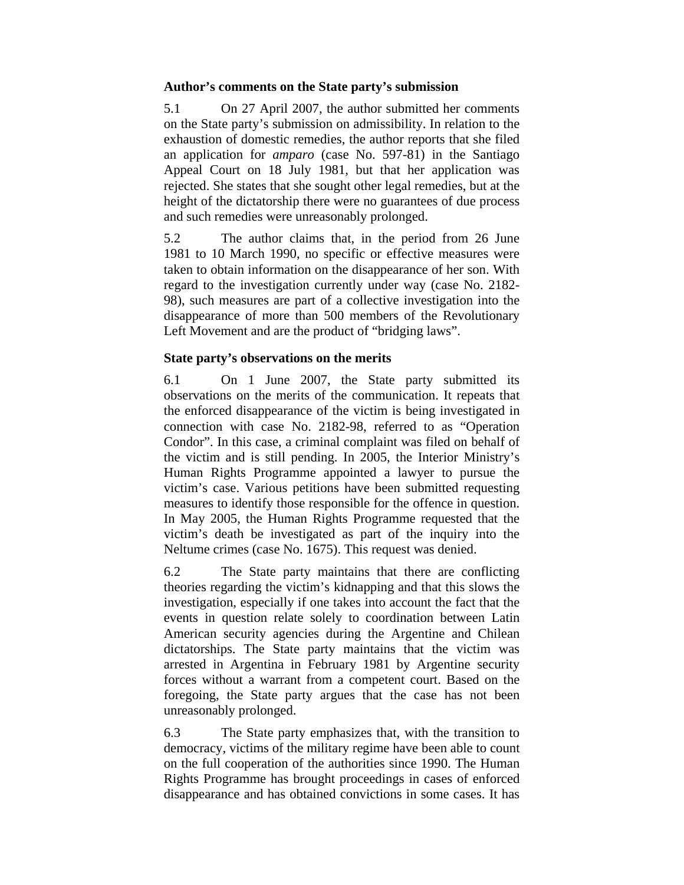### Author's comments on the State party's submission

5.1 On 27 April 2007, the author submitted her comments on the State party's submission on admissibility. In relation to the exhaustion of domestic remedies, the author reports that she filed an application for *amparo* (case No. 597-81) in the Santiago Appeal Court on 18 July 1981, but that her application was rejected. She states that she sought other legal remedies, but at the height of the dictatorship there were no guarantees of due process and such remedies were unreasonably prolonged.

5.2 The author claims that, in the period from 26 June 1981 to 10 March 1990, no specific or effective measures were taken to obtain information on the disappearance of her son. With regard to the investigation currently under way (case No. 2182-98), such measures are part of a collective investigation into the disappearance of more than 500 members of the Revolutionary Left Movement and are the product of "bridging laws".

### State party's observations on the merits

6.1 On 1 June 2007, the State party submitted its observations on the merits of the communication. It repeats that the enforced disappearance of the victim is being investigated in connection with case No. 2182-98, referred to as "Operation Condor". In this case, a criminal complaint was filed on behalf of the victim and is still pending. In 2005, the Interior Ministry's Human Rights Programme appointed a lawyer to pursue the victim's case. Various petitions have been submitted requesting measures to identify those responsible for the offence in question. In May 2005, the Human Rights Programme requested that the victim's death be investigated as part of the inquiry into the Neltume crimes (case No. 1675). This request was denied.

6.2 The State party maintains that there are conflicting theories regarding the victim's kidnapping and that this slows the investigation, especially if one takes into account the fact that the events in question relate solely to coordination between Latin American security agencies during the Argentine and Chilean dictatorships. The State party maintains that the victim was arrested in Argentina in February 1981 by Argentine security forces without a warrant from a competent court. Based on the foregoing, the State party argues that the case has not been unreasonably prolonged.

6.3 The State party emphasizes that, with the transition to democracy, victims of the military regime have been able to count on the full cooperation of the authorities since 1990. The Human Rights Programme has brought proceedings in cases of enforced disappearance and has obtained convictions in some cases. It has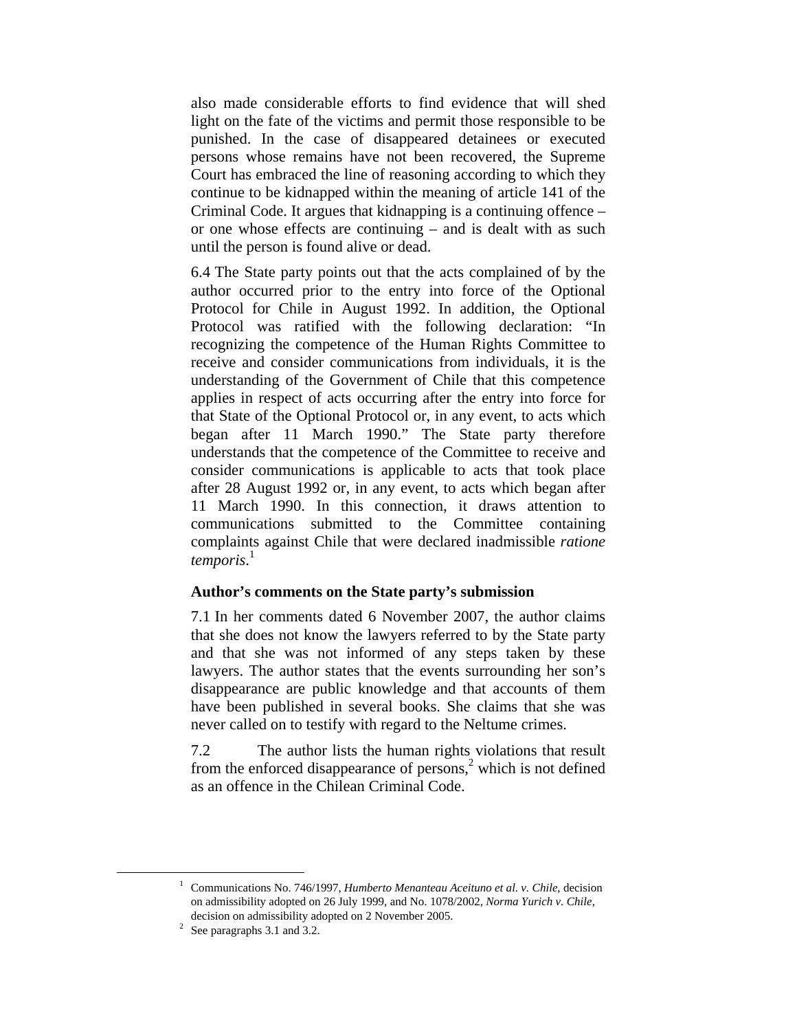also made considerable efforts to find evidence that will shed light on the fate of the victims and permit those responsible to be punished. In the case of disappeared detainees or executed persons whose remains have not been recovered, the Supreme Court has embraced the line of reasoning according to which they continue to be kidnapped within the meaning of article 141 of the Criminal Code. It argues that kidnapping is a continuing offence – or one whose effects are continuing – and is dealt with as such until the person is found alive or dead.

6.4 The State party points out that the acts complained of by the author occurred prior to the entry into force of the Optional Protocol for Chile in August 1992. In addition, the Optional Protocol was ratified with the following declaration: "In recognizing the competence of the Human Rights Committee to receive and consider communications from individuals, it is the understanding of the Government of Chile that this competence applies in respect of acts occurring after the entry into force for that State of the Optional Protocol or, in any event, to acts which began after 11 March 1990." The State party therefore understands that the competence of the Committee to receive and consider communications is applicable to acts that took place after 28 August 1992 or, in any event, to acts which began after 11 March 1990. In this connection, it draws attention to communications submitted to the Committee containing complaints against Chile that were declared inadmissible *ratione temporis*.[1]

### Author's comments on the State party's submission

7.1 In her comments dated 6 November 2007, the author claims that she does not know the lawyers referred to by the State party and that she was not informed of any steps taken by these lawyers. The author states that the events surrounding her son's disappearance are public knowledge and that accounts of them have been published in several books. She claims that she was never called on to testify with regard to the Neltume crimes.

7.2 The author lists the human rights violations that result from the enforced disappearance of persons,[2] which is not defined as an offence in the Chilean Criminal Code.

---

[1] Communications No. 746/1997, *Humberto Menanteau Aceituno et al. v. Chile*, decision on admissibility adopted on 26 July 1999, and No. 1078/2002, *Norma Yurich v. Chile*, decision on admissibility adopted on 2 November 2005.

[2] See paragraphs 3.1 and 3.2.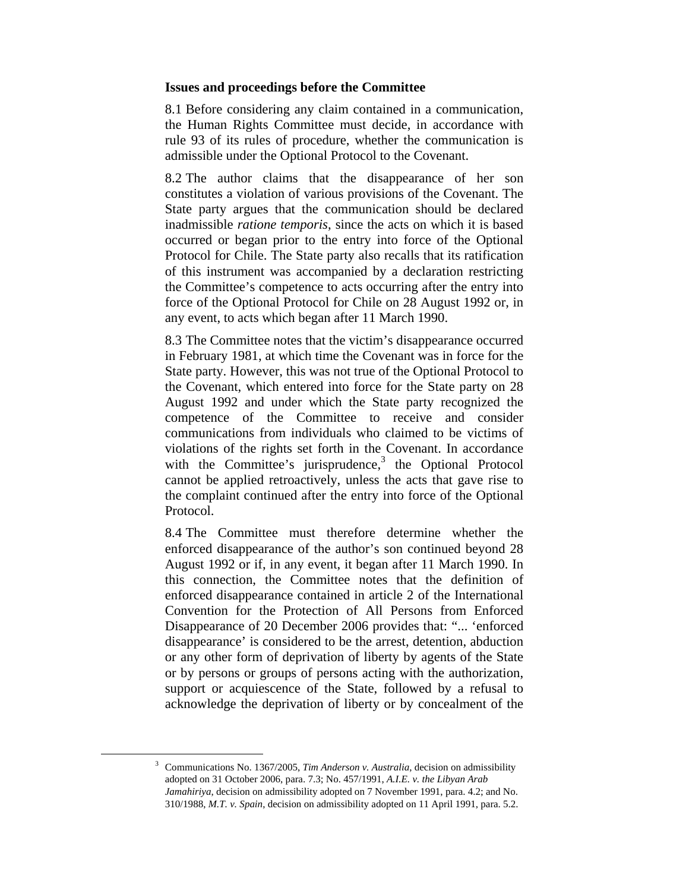### Issues and proceedings before the Committee

8.1 Before considering any claim contained in a communication, the Human Rights Committee must decide, in accordance with rule 93 of its rules of procedure, whether the communication is admissible under the Optional Protocol to the Covenant.

8.2 The author claims that the disappearance of her son constitutes a violation of various provisions of the Covenant. The State party argues that the communication should be declared inadmissible *ratione temporis*, since the acts on which it is based occurred or began prior to the entry into force of the Optional Protocol for Chile. The State party also recalls that its ratification of this instrument was accompanied by a declaration restricting the Committee's competence to acts occurring after the entry into force of the Optional Protocol for Chile on 28 August 1992 or, in any event, to acts which began after 11 March 1990.

8.3 The Committee notes that the victim's disappearance occurred in February 1981, at which time the Covenant was in force for the State party. However, this was not true of the Optional Protocol to the Covenant, which entered into force for the State party on 28 August 1992 and under which the State party recognized the competence of the Committee to receive and consider communications from individuals who claimed to be victims of violations of the rights set forth in the Covenant. In accordance with the Committee's jurisprudence,[3] the Optional Protocol cannot be applied retroactively, unless the acts that gave rise to the complaint continued after the entry into force of the Optional Protocol.

8.4 The Committee must therefore determine whether the enforced disappearance of the author's son continued beyond 28 August 1992 or if, in any event, it began after 11 March 1990. In this connection, the Committee notes that the definition of enforced disappearance contained in article 2 of the International Convention for the Protection of All Persons from Enforced Disappearance of 20 December 2006 provides that: "... 'enforced disappearance' is considered to be the arrest, detention, abduction or any other form of deprivation of liberty by agents of the State or by persons or groups of persons acting with the authorization, support or acquiescence of the State, followed by a refusal to acknowledge the deprivation of liberty or by concealment of the

---

[3] Communications No. 1367/2005, *Tim Anderson v. Australia*, decision on admissibility adopted on 31 October 2006, para. 7.3; No. 457/1991, *A.I.E. v. the Libyan Arab Jamahiriya*, decision on admissibility adopted on 7 November 1991, para. 4.2; and No. 310/1988, *M.T. v. Spain*, decision on admissibility adopted on 11 April 1991, para. 5.2.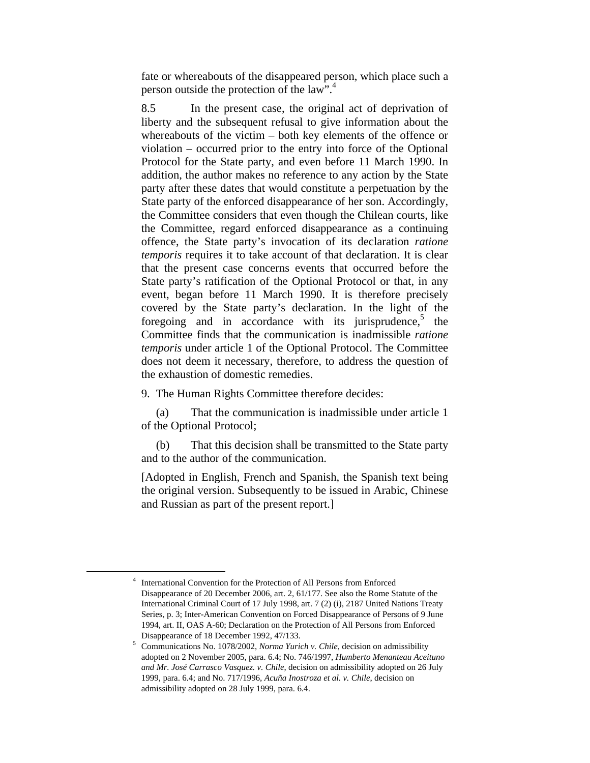fate or whereabouts of the disappeared person, which place such a person outside the protection of the law".[4]

8.5 In the present case, the original act of deprivation of liberty and the subsequent refusal to give information about the whereabouts of the victim – both key elements of the offence or violation – occurred prior to the entry into force of the Optional Protocol for the State party, and even before 11 March 1990. In addition, the author makes no reference to any action by the State party after these dates that would constitute a perpetuation by the State party of the enforced disappearance of her son. Accordingly, the Committee considers that even though the Chilean courts, like the Committee, regard enforced disappearance as a continuing offence, the State party's invocation of its declaration *ratione temporis* requires it to take account of that declaration. It is clear that the present case concerns events that occurred before the State party's ratification of the Optional Protocol or that, in any event, began before 11 March 1990. It is therefore precisely covered by the State party's declaration. In the light of the foregoing and in accordance with its jurisprudence,[5] the Committee finds that the communication is inadmissible *ratione temporis* under article 1 of the Optional Protocol. The Committee does not deem it necessary, therefore, to address the question of the exhaustion of domestic remedies.

9. The Human Rights Committee therefore decides:

(a) That the communication is inadmissible under article 1 of the Optional Protocol;

(b) That this decision shall be transmitted to the State party and to the author of the communication.

[Adopted in English, French and Spanish, the Spanish text being the original version. Subsequently to be issued in Arabic, Chinese and Russian as part of the present report.]

---

[4] International Convention for the Protection of All Persons from Enforced Disappearance of 20 December 2006, art. 2, 61/177. See also the Rome Statute of the International Criminal Court of 17 July 1998, art. 7 (2) (i), 2187 United Nations Treaty Series, p. 3; Inter-American Convention on Forced Disappearance of Persons of 9 June 1994, art. II, OAS A-60; Declaration on the Protection of All Persons from Enforced Disappearance of 18 December 1992, 47/133.

[5] Communications No. 1078/2002, *Norma Yurich v. Chile*, decision on admissibility adopted on 2 November 2005, para. 6.4; No. 746/1997, *Humberto Menanteau Aceituno and Mr. José Carrasco Vasquez. v. Chile*, decision on admissibility adopted on 26 July 1999, para. 6.4; and No. 717/1996, *Acuña Inostroza et al. v. Chile*, decision on admissibility adopted on 28 July 1999, para. 6.4.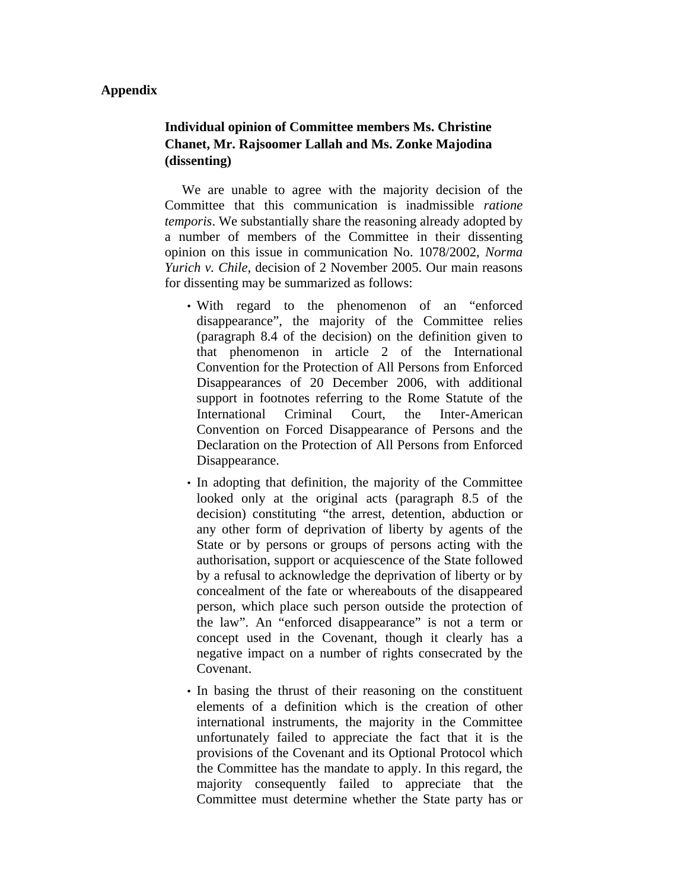## Appendix

### Individual opinion of Committee members Ms. Christine Chanet, Mr. Rajsoomer Lallah and Ms. Zonke Majodina (dissenting)

We are unable to agree with the majority decision of the Committee that this communication is inadmissible *ratione temporis*. We substantially share the reasoning already adopted by a number of members of the Committee in their dissenting opinion on this issue in communication No. 1078/2002, *Norma Yurich v. Chile*, decision of 2 November 2005. Our main reasons for dissenting may be summarized as follows:

- With regard to the phenomenon of an "enforced disappearance", the majority of the Committee relies (paragraph 8.4 of the decision) on the definition given to that phenomenon in article 2 of the International Convention for the Protection of All Persons from Enforced Disappearances of 20 December 2006, with additional support in footnotes referring to the Rome Statute of the International Criminal Court, the Inter-American Convention on Forced Disappearance of Persons and the Declaration on the Protection of All Persons from Enforced Disappearance.
- In adopting that definition, the majority of the Committee looked only at the original acts (paragraph 8.5 of the decision) constituting "the arrest, detention, abduction or any other form of deprivation of liberty by agents of the State or by persons or groups of persons acting with the authorisation, support or acquiescence of the State followed by a refusal to acknowledge the deprivation of liberty or by concealment of the fate or whereabouts of the disappeared person, which place such person outside the protection of the law". An "enforced disappearance" is not a term or concept used in the Covenant, though it clearly has a negative impact on a number of rights consecrated by the Covenant.
- In basing the thrust of their reasoning on the constituent elements of a definition which is the creation of other international instruments, the majority in the Committee unfortunately failed to appreciate the fact that it is the provisions of the Covenant and its Optional Protocol which the Committee has the mandate to apply. In this regard, the majority consequently failed to appreciate that the Committee must determine whether the State party has or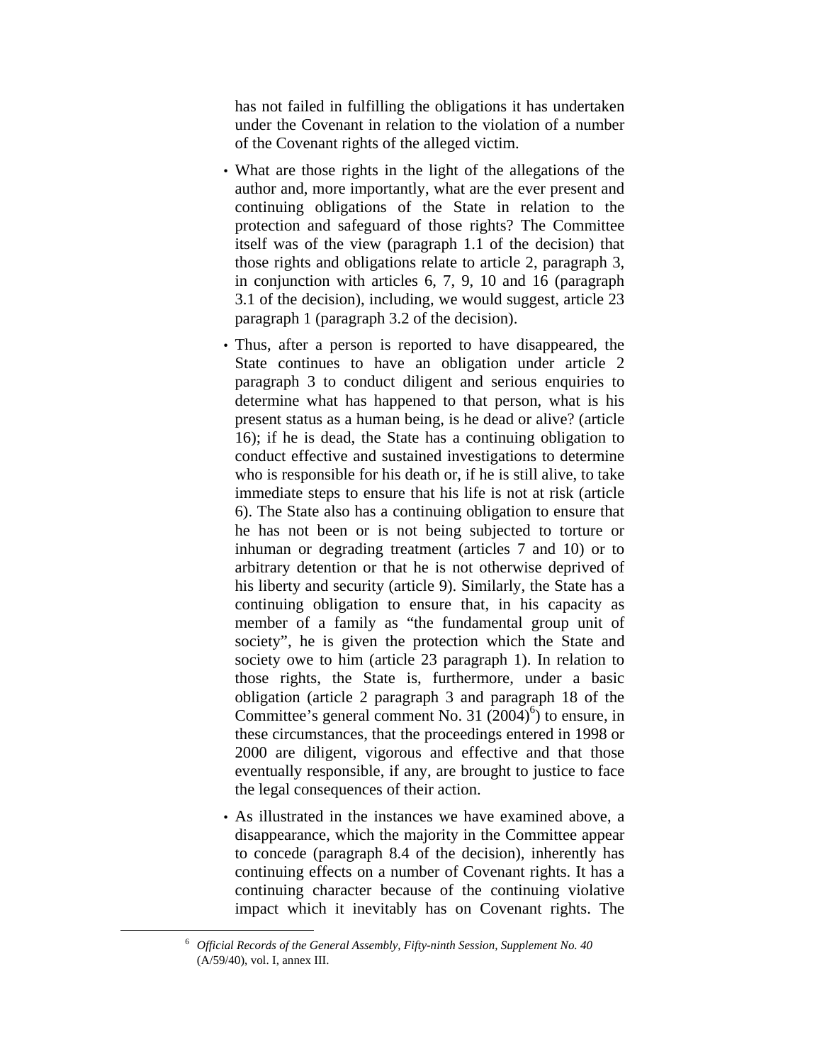has not failed in fulfilling the obligations it has undertaken under the Covenant in relation to the violation of a number of the Covenant rights of the alleged victim.

- What are those rights in the light of the allegations of the author and, more importantly, what are the ever present and continuing obligations of the State in relation to the protection and safeguard of those rights? The Committee itself was of the view (paragraph 1.1 of the decision) that those rights and obligations relate to article 2, paragraph 3, in conjunction with articles 6, 7, 9, 10 and 16 (paragraph 3.1 of the decision), including, we would suggest, article 23 paragraph 1 (paragraph 3.2 of the decision).

- Thus, after a person is reported to have disappeared, the State continues to have an obligation under article 2 paragraph 3 to conduct diligent and serious enquiries to determine what has happened to that person, what is his present status as a human being, is he dead or alive? (article 16); if he is dead, the State has a continuing obligation to conduct effective and sustained investigations to determine who is responsible for his death or, if he is still alive, to take immediate steps to ensure that his life is not at risk (article 6). The State also has a continuing obligation to ensure that he has not been or is not being subjected to torture or inhuman or degrading treatment (articles 7 and 10) or to arbitrary detention or that he is not otherwise deprived of his liberty and security (article 9). Similarly, the State has a continuing obligation to ensure that, in his capacity as member of a family as "the fundamental group unit of society", he is given the protection which the State and society owe to him (article 23 paragraph 1). In relation to those rights, the State is, furthermore, under a basic obligation (article 2 paragraph 3 and paragraph 18 of the Committee's general comment No. 31 (2004)[6]) to ensure, in these circumstances, that the proceedings entered in 1998 or 2000 are diligent, vigorous and effective and that those eventually responsible, if any, are brought to justice to face the legal consequences of their action.

- As illustrated in the instances we have examined above, a disappearance, which the majority in the Committee appear to concede (paragraph 8.4 of the decision), inherently has continuing effects on a number of Covenant rights. It has a continuing character because of the continuing violative impact which it inevitably has on Covenant rights. The

---

[6] *Official Records of the General Assembly, Fifty-ninth Session, Supplement No. 40* (A/59/40), vol. I, annex III.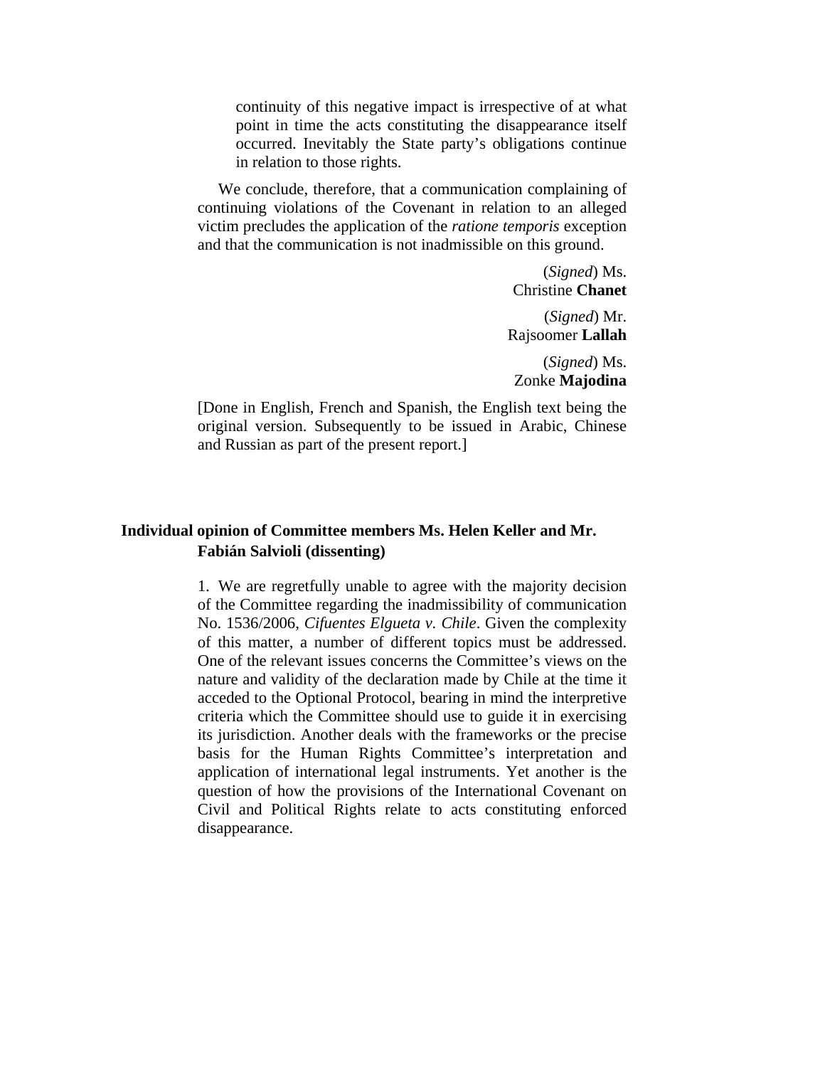continuity of this negative impact is irrespective of at what point in time the acts constituting the disappearance itself occurred. Inevitably the State party's obligations continue in relation to those rights.

We conclude, therefore, that a communication complaining of continuing violations of the Covenant in relation to an alleged victim precludes the application of the *ratione temporis* exception and that the communication is not inadmissible on this ground.

(*Signed*) Ms. Christine **Chanet**

(*Signed*) Mr. Rajsoomer **Lallah**

(*Signed*) Ms. Zonke **Majodina**

[Done in English, French and Spanish, the English text being the original version. Subsequently to be issued in Arabic, Chinese and Russian as part of the present report.]

## Individual opinion of Committee members Ms. Helen Keller and Mr. Fabián Salvioli (dissenting)

1. We are regretfully unable to agree with the majority decision of the Committee regarding the inadmissibility of communication No. 1536/2006, *Cifuentes Elgueta v. Chile*. Given the complexity of this matter, a number of different topics must be addressed. One of the relevant issues concerns the Committee's views on the nature and validity of the declaration made by Chile at the time it acceded to the Optional Protocol, bearing in mind the interpretive criteria which the Committee should use to guide it in exercising its jurisdiction. Another deals with the frameworks or the precise basis for the Human Rights Committee's interpretation and application of international legal instruments. Yet another is the question of how the provisions of the International Covenant on Civil and Political Rights relate to acts constituting enforced disappearance.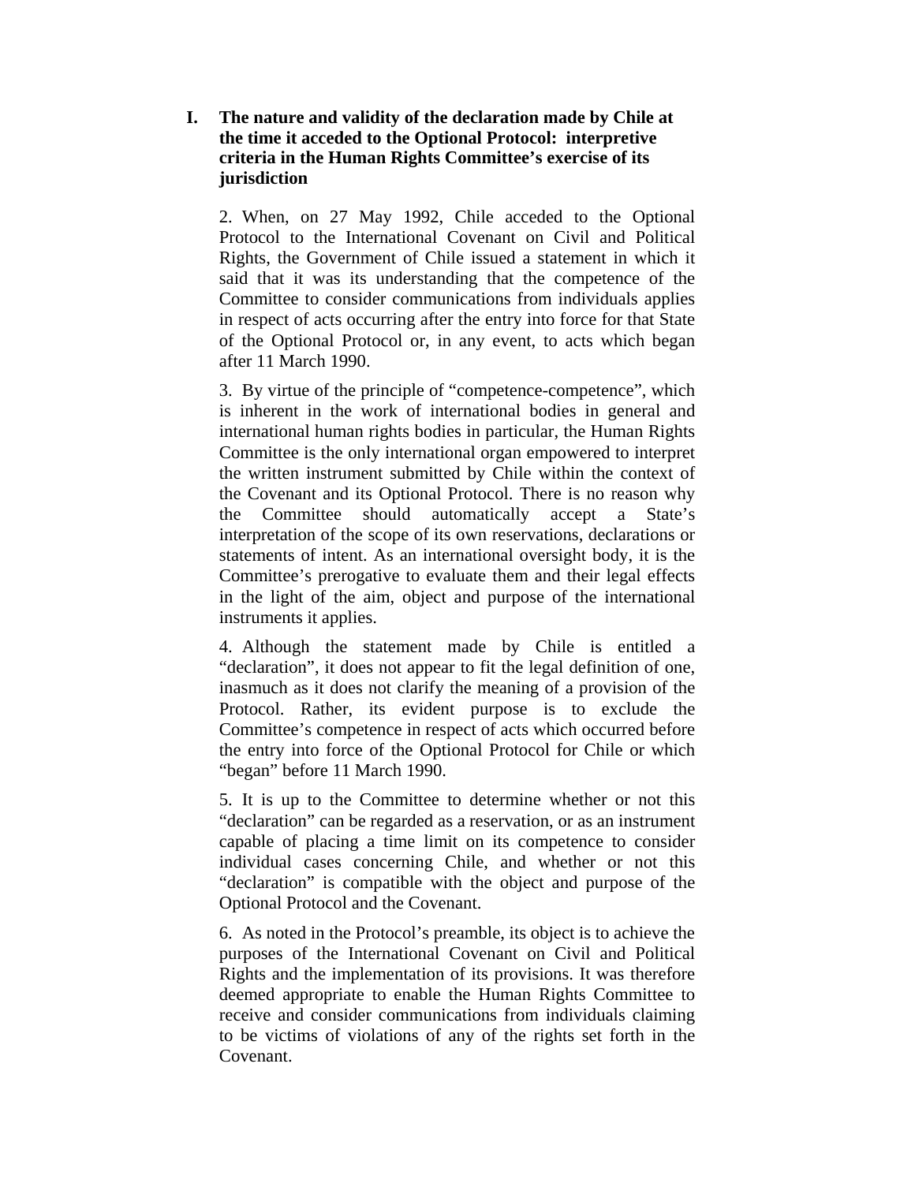## I. The nature and validity of the declaration made by Chile at the time it acceded to the Optional Protocol: interpretive criteria in the Human Rights Committee's exercise of its jurisdiction

2. When, on 27 May 1992, Chile acceded to the Optional Protocol to the International Covenant on Civil and Political Rights, the Government of Chile issued a statement in which it said that it was its understanding that the competence of the Committee to consider communications from individuals applies in respect of acts occurring after the entry into force for that State of the Optional Protocol or, in any event, to acts which began after 11 March 1990.

3. By virtue of the principle of "competence-competence", which is inherent in the work of international bodies in general and international human rights bodies in particular, the Human Rights Committee is the only international organ empowered to interpret the written instrument submitted by Chile within the context of the Covenant and its Optional Protocol. There is no reason why the Committee should automatically accept a State's interpretation of the scope of its own reservations, declarations or statements of intent. As an international oversight body, it is the Committee's prerogative to evaluate them and their legal effects in the light of the aim, object and purpose of the international instruments it applies.

4. Although the statement made by Chile is entitled a "declaration", it does not appear to fit the legal definition of one, inasmuch as it does not clarify the meaning of a provision of the Protocol. Rather, its evident purpose is to exclude the Committee's competence in respect of acts which occurred before the entry into force of the Optional Protocol for Chile or which "began" before 11 March 1990.

5. It is up to the Committee to determine whether or not this "declaration" can be regarded as a reservation, or as an instrument capable of placing a time limit on its competence to consider individual cases concerning Chile, and whether or not this "declaration" is compatible with the object and purpose of the Optional Protocol and the Covenant.

6. As noted in the Protocol's preamble, its object is to achieve the purposes of the International Covenant on Civil and Political Rights and the implementation of its provisions. It was therefore deemed appropriate to enable the Human Rights Committee to receive and consider communications from individuals claiming to be victims of violations of any of the rights set forth in the Covenant.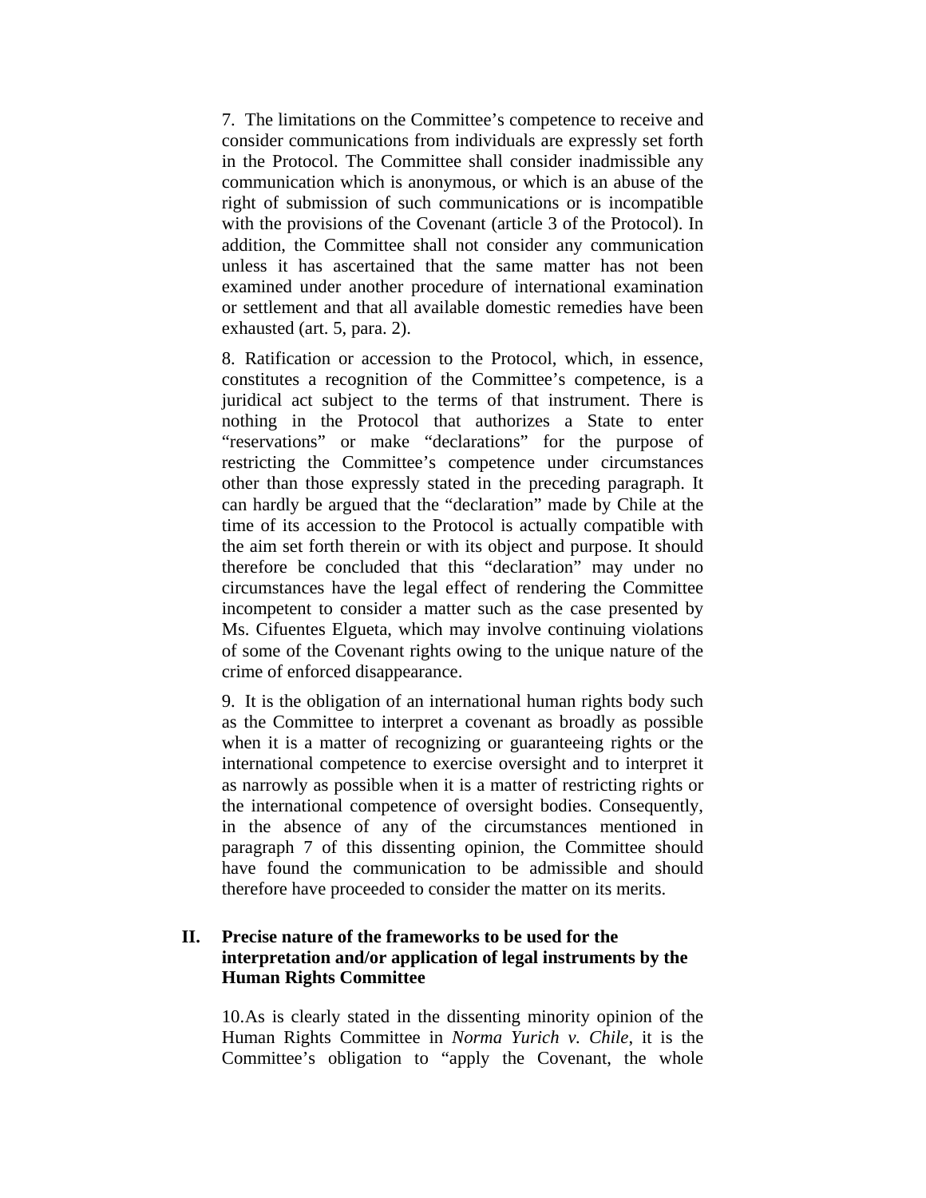7. The limitations on the Committee's competence to receive and consider communications from individuals are expressly set forth in the Protocol. The Committee shall consider inadmissible any communication which is anonymous, or which is an abuse of the right of submission of such communications or is incompatible with the provisions of the Covenant (article 3 of the Protocol). In addition, the Committee shall not consider any communication unless it has ascertained that the same matter has not been examined under another procedure of international examination or settlement and that all available domestic remedies have been exhausted (art. 5, para. 2).

8. Ratification or accession to the Protocol, which, in essence, constitutes a recognition of the Committee's competence, is a juridical act subject to the terms of that instrument. There is nothing in the Protocol that authorizes a State to enter "reservations" or make "declarations" for the purpose of restricting the Committee's competence under circumstances other than those expressly stated in the preceding paragraph. It can hardly be argued that the "declaration" made by Chile at the time of its accession to the Protocol is actually compatible with the aim set forth therein or with its object and purpose. It should therefore be concluded that this "declaration" may under no circumstances have the legal effect of rendering the Committee incompetent to consider a matter such as the case presented by Ms. Cifuentes Elgueta, which may involve continuing violations of some of the Covenant rights owing to the unique nature of the crime of enforced disappearance.

9. It is the obligation of an international human rights body such as the Committee to interpret a covenant as broadly as possible when it is a matter of recognizing or guaranteeing rights or the international competence to exercise oversight and to interpret it as narrowly as possible when it is a matter of restricting rights or the international competence of oversight bodies. Consequently, in the absence of any of the circumstances mentioned in paragraph 7 of this dissenting opinion, the Committee should have found the communication to be admissible and should therefore have proceeded to consider the matter on its merits.

## II. Precise nature of the frameworks to be used for the interpretation and/or application of legal instruments by the Human Rights Committee

10. As is clearly stated in the dissenting minority opinion of the Human Rights Committee in *Norma Yurich v. Chile*, it is the Committee's obligation to "apply the Covenant, the whole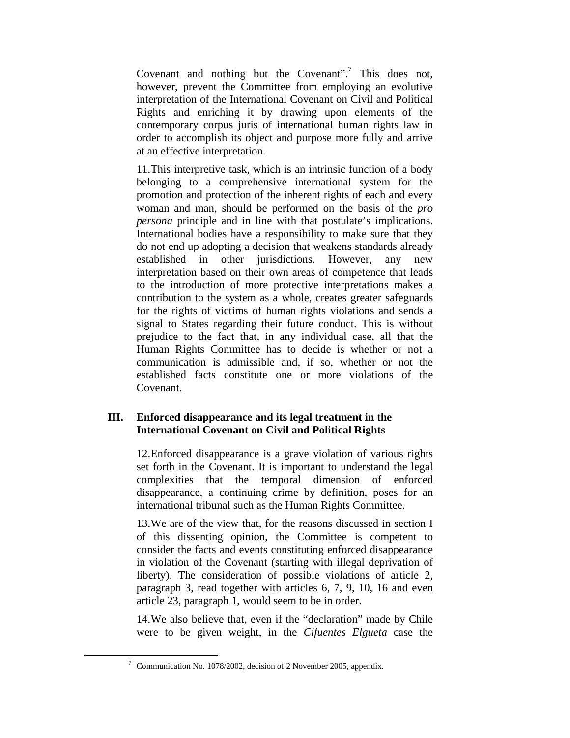Covenant and nothing but the Covenant".[7] This does not, however, prevent the Committee from employing an evolutive interpretation of the International Covenant on Civil and Political Rights and enriching it by drawing upon elements of the contemporary corpus juris of international human rights law in order to accomplish its object and purpose more fully and arrive at an effective interpretation.

11. This interpretive task, which is an intrinsic function of a body belonging to a comprehensive international system for the promotion and protection of the inherent rights of each and every woman and man, should be performed on the basis of the *pro persona* principle and in line with that postulate's implications. International bodies have a responsibility to make sure that they do not end up adopting a decision that weakens standards already established in other jurisdictions. However, any new interpretation based on their own areas of competence that leads to the introduction of more protective interpretations makes a contribution to the system as a whole, creates greater safeguards for the rights of victims of human rights violations and sends a signal to States regarding their future conduct. This is without prejudice to the fact that, in any individual case, all that the Human Rights Committee has to decide is whether or not a communication is admissible and, if so, whether or not the established facts constitute one or more violations of the Covenant.

## III. Enforced disappearance and its legal treatment in the International Covenant on Civil and Political Rights

12. Enforced disappearance is a grave violation of various rights set forth in the Covenant. It is important to understand the legal complexities that the temporal dimension of enforced disappearance, a continuing crime by definition, poses for an international tribunal such as the Human Rights Committee.

13. We are of the view that, for the reasons discussed in section I of this dissenting opinion, the Committee is competent to consider the facts and events constituting enforced disappearance in violation of the Covenant (starting with illegal deprivation of liberty). The consideration of possible violations of article 2, paragraph 3, read together with articles 6, 7, 9, 10, 16 and even article 23, paragraph 1, would seem to be in order.

14. We also believe that, even if the "declaration" made by Chile were to be given weight, in the *Cifuentes Elgueta* case the

[7] Communication No. 1078/2002, decision of 2 November 2005, appendix.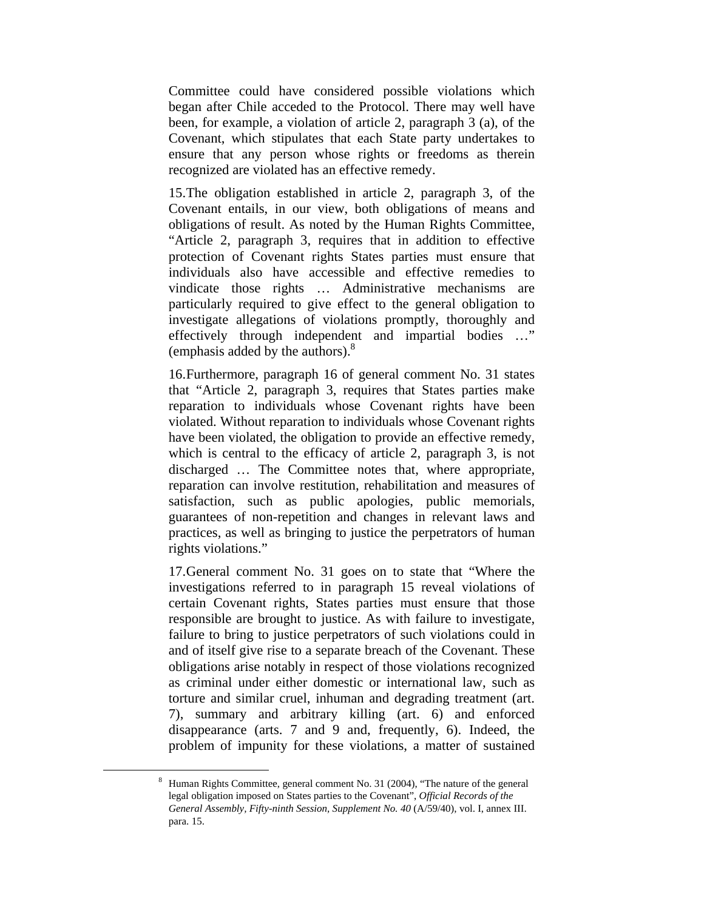Committee could have considered possible violations which began after Chile acceded to the Protocol. There may well have been, for example, a violation of article 2, paragraph 3 (a), of the Covenant, which stipulates that each State party undertakes to ensure that any person whose rights or freedoms as therein recognized are violated has an effective remedy.

15.The obligation established in article 2, paragraph 3, of the Covenant entails, in our view, both obligations of means and obligations of result. As noted by the Human Rights Committee, "Article 2, paragraph 3, requires that in addition to effective protection of Covenant rights States parties must ensure that individuals also have accessible and effective remedies to vindicate those rights … Administrative mechanisms are particularly required to give effect to the general obligation to investigate allegations of violations promptly, thoroughly and effectively through independent and impartial bodies …" (emphasis added by the authors).[8]

16.Furthermore, paragraph 16 of general comment No. 31 states that "Article 2, paragraph 3, requires that States parties make reparation to individuals whose Covenant rights have been violated. Without reparation to individuals whose Covenant rights have been violated, the obligation to provide an effective remedy, which is central to the efficacy of article 2, paragraph 3, is not discharged … The Committee notes that, where appropriate, reparation can involve restitution, rehabilitation and measures of satisfaction, such as public apologies, public memorials, guarantees of non-repetition and changes in relevant laws and practices, as well as bringing to justice the perpetrators of human rights violations."

17.General comment No. 31 goes on to state that "Where the investigations referred to in paragraph 15 reveal violations of certain Covenant rights, States parties must ensure that those responsible are brought to justice. As with failure to investigate, failure to bring to justice perpetrators of such violations could in and of itself give rise to a separate breach of the Covenant. These obligations arise notably in respect of those violations recognized as criminal under either domestic or international law, such as torture and similar cruel, inhuman and degrading treatment (art. 7), summary and arbitrary killing (art. 6) and enforced disappearance (arts. 7 and 9 and, frequently, 6). Indeed, the problem of impunity for these violations, a matter of sustained

[8] Human Rights Committee, general comment No. 31 (2004), "The nature of the general legal obligation imposed on States parties to the Covenant", *Official Records of the General Assembly, Fifty-ninth Session, Supplement No. 40* (A/59/40), vol. I, annex III. para. 15.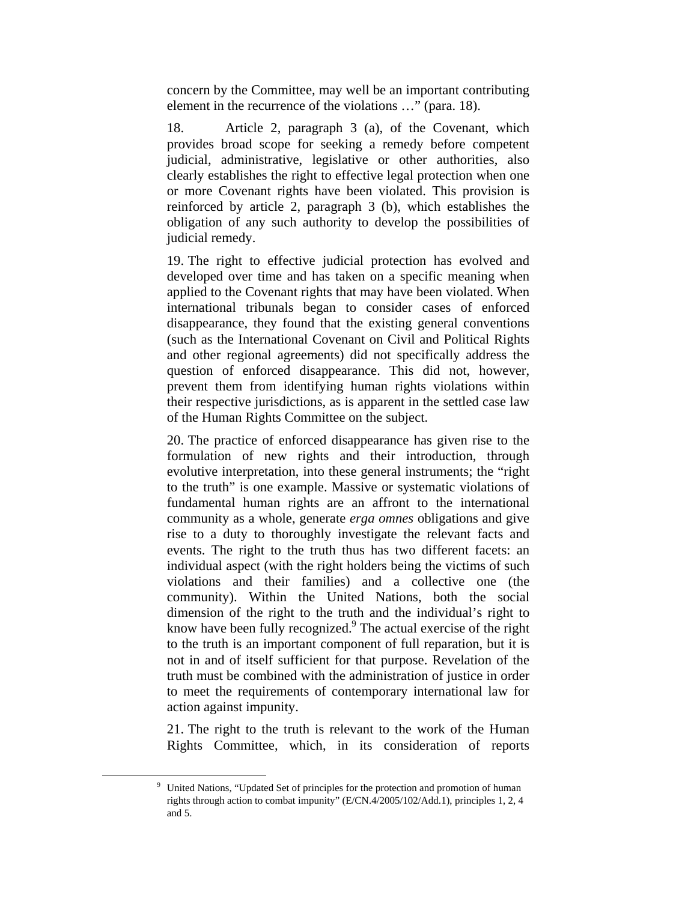concern by the Committee, may well be an important contributing element in the recurrence of the violations …" (para. 18).

18. Article 2, paragraph 3 (a), of the Covenant, which provides broad scope for seeking a remedy before competent judicial, administrative, legislative or other authorities, also clearly establishes the right to effective legal protection when one or more Covenant rights have been violated. This provision is reinforced by article 2, paragraph 3 (b), which establishes the obligation of any such authority to develop the possibilities of judicial remedy.

19. The right to effective judicial protection has evolved and developed over time and has taken on a specific meaning when applied to the Covenant rights that may have been violated. When international tribunals began to consider cases of enforced disappearance, they found that the existing general conventions (such as the International Covenant on Civil and Political Rights and other regional agreements) did not specifically address the question of enforced disappearance. This did not, however, prevent them from identifying human rights violations within their respective jurisdictions, as is apparent in the settled case law of the Human Rights Committee on the subject.

20. The practice of enforced disappearance has given rise to the formulation of new rights and their introduction, through evolutive interpretation, into these general instruments; the "right to the truth" is one example. Massive or systematic violations of fundamental human rights are an affront to the international community as a whole, generate *erga omnes* obligations and give rise to a duty to thoroughly investigate the relevant facts and events. The right to the truth thus has two different facets: an individual aspect (with the right holders being the victims of such violations and their families) and a collective one (the community). Within the United Nations, both the social dimension of the right to the truth and the individual's right to know have been fully recognized.[9] The actual exercise of the right to the truth is an important component of full reparation, but it is not in and of itself sufficient for that purpose. Revelation of the truth must be combined with the administration of justice in order to meet the requirements of contemporary international law for action against impunity.

21. The right to the truth is relevant to the work of the Human Rights Committee, which, in its consideration of reports

---

[9] United Nations, "Updated Set of principles for the protection and promotion of human rights through action to combat impunity" (E/CN.4/2005/102/Add.1), principles 1, 2, 4 and 5.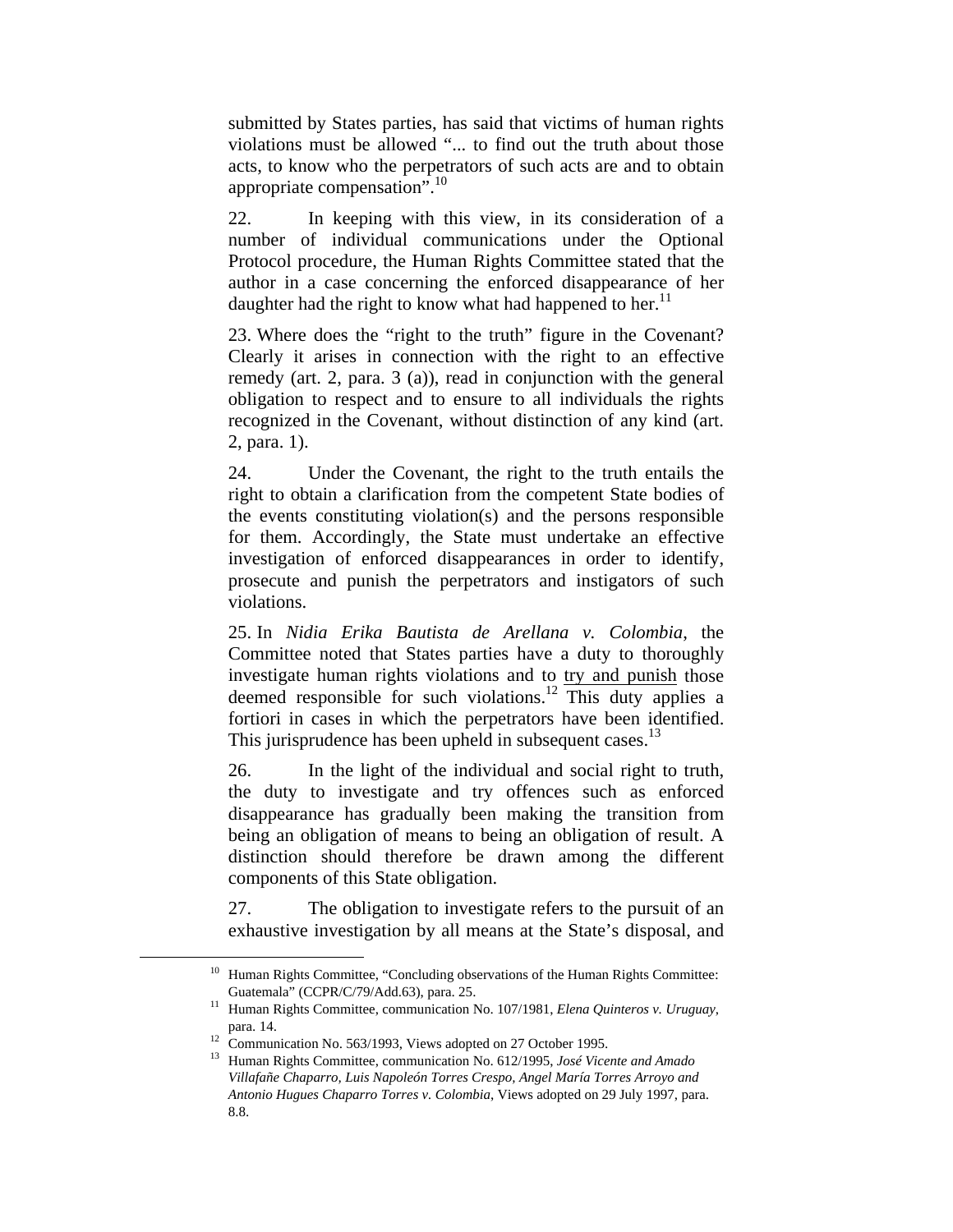submitted by States parties, has said that victims of human rights violations must be allowed "... to find out the truth about those acts, to know who the perpetrators of such acts are and to obtain appropriate compensation".[10]

22. In keeping with this view, in its consideration of a number of individual communications under the Optional Protocol procedure, the Human Rights Committee stated that the author in a case concerning the enforced disappearance of her daughter had the right to know what had happened to her.[11]

23. Where does the "right to the truth" figure in the Covenant? Clearly it arises in connection with the right to an effective remedy (art. 2, para. 3 (a)), read in conjunction with the general obligation to respect and to ensure to all individuals the rights recognized in the Covenant, without distinction of any kind (art. 2, para. 1).

24. Under the Covenant, the right to the truth entails the right to obtain a clarification from the competent State bodies of the events constituting violation(s) and the persons responsible for them. Accordingly, the State must undertake an effective investigation of enforced disappearances in order to identify, prosecute and punish the perpetrators and instigators of such violations.

25. In *Nidia Erika Bautista de Arellana v. Colombia*, the Committee noted that States parties have a duty to thoroughly investigate human rights violations and to <u>try and punish</u> those deemed responsible for such violations.[12] This duty applies a fortiori in cases in which the perpetrators have been identified. This jurisprudence has been upheld in subsequent cases.[13]

26. In the light of the individual and social right to truth, the duty to investigate and try offences such as enforced disappearance has gradually been making the transition from being an obligation of means to being an obligation of result. A distinction should therefore be drawn among the different components of this State obligation.

27. The obligation to investigate refers to the pursuit of an exhaustive investigation by all means at the State's disposal, and

---

[10] Human Rights Committee, "Concluding observations of the Human Rights Committee: Guatemala" (CCPR/C/79/Add.63), para. 25.

[11] Human Rights Committee, communication No. 107/1981, *Elena Quinteros v. Uruguay*, para. 14.

[12] Communication No. 563/1993, Views adopted on 27 October 1995.

[13] Human Rights Committee, communication No. 612/1995, *José Vicente and Amado Villafañe Chaparro, Luis Napoleón Torres Crespo, Angel María Torres Arroyo and Antonio Hugues Chaparro Torres v. Colombia*, Views adopted on 29 July 1997, para. 8.8.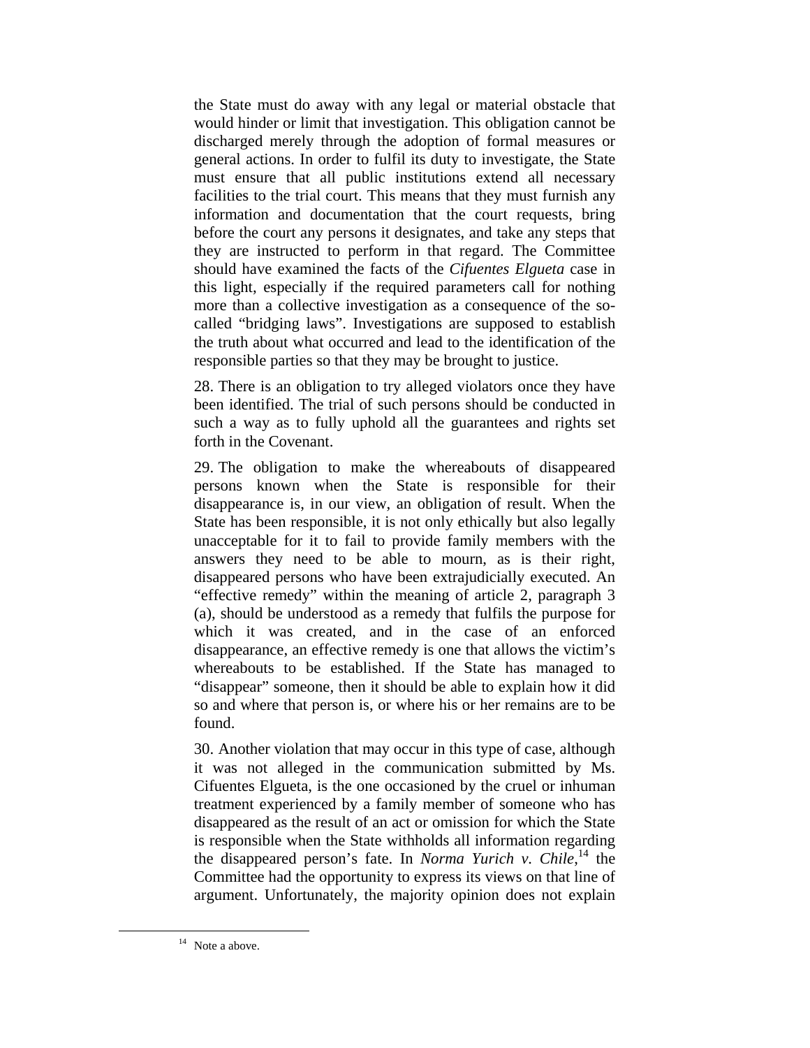the State must do away with any legal or material obstacle that would hinder or limit that investigation. This obligation cannot be discharged merely through the adoption of formal measures or general actions. In order to fulfil its duty to investigate, the State must ensure that all public institutions extend all necessary facilities to the trial court. This means that they must furnish any information and documentation that the court requests, bring before the court any persons it designates, and take any steps that they are instructed to perform in that regard. The Committee should have examined the facts of the *Cifuentes Elgueta* case in this light, especially if the required parameters call for nothing more than a collective investigation as a consequence of the so-called "bridging laws". Investigations are supposed to establish the truth about what occurred and lead to the identification of the responsible parties so that they may be brought to justice.

28. There is an obligation to try alleged violators once they have been identified. The trial of such persons should be conducted in such a way as to fully uphold all the guarantees and rights set forth in the Covenant.

29. The obligation to make the whereabouts of disappeared persons known when the State is responsible for their disappearance is, in our view, an obligation of result. When the State has been responsible, it is not only ethically but also legally unacceptable for it to fail to provide family members with the answers they need to be able to mourn, as is their right, disappeared persons who have been extrajudicially executed. An "effective remedy" within the meaning of article 2, paragraph 3 (a), should be understood as a remedy that fulfils the purpose for which it was created, and in the case of an enforced disappearance, an effective remedy is one that allows the victim's whereabouts to be established. If the State has managed to "disappear" someone, then it should be able to explain how it did so and where that person is, or where his or her remains are to be found.

30. Another violation that may occur in this type of case, although it was not alleged in the communication submitted by Ms. Cifuentes Elgueta, is the one occasioned by the cruel or inhuman treatment experienced by a family member of someone who has disappeared as the result of an act or omission for which the State is responsible when the State withholds all information regarding the disappeared person's fate. In *Norma Yurich v. Chile*,[14] the Committee had the opportunity to express its views on that line of argument. Unfortunately, the majority opinion does not explain

[14] Note a above.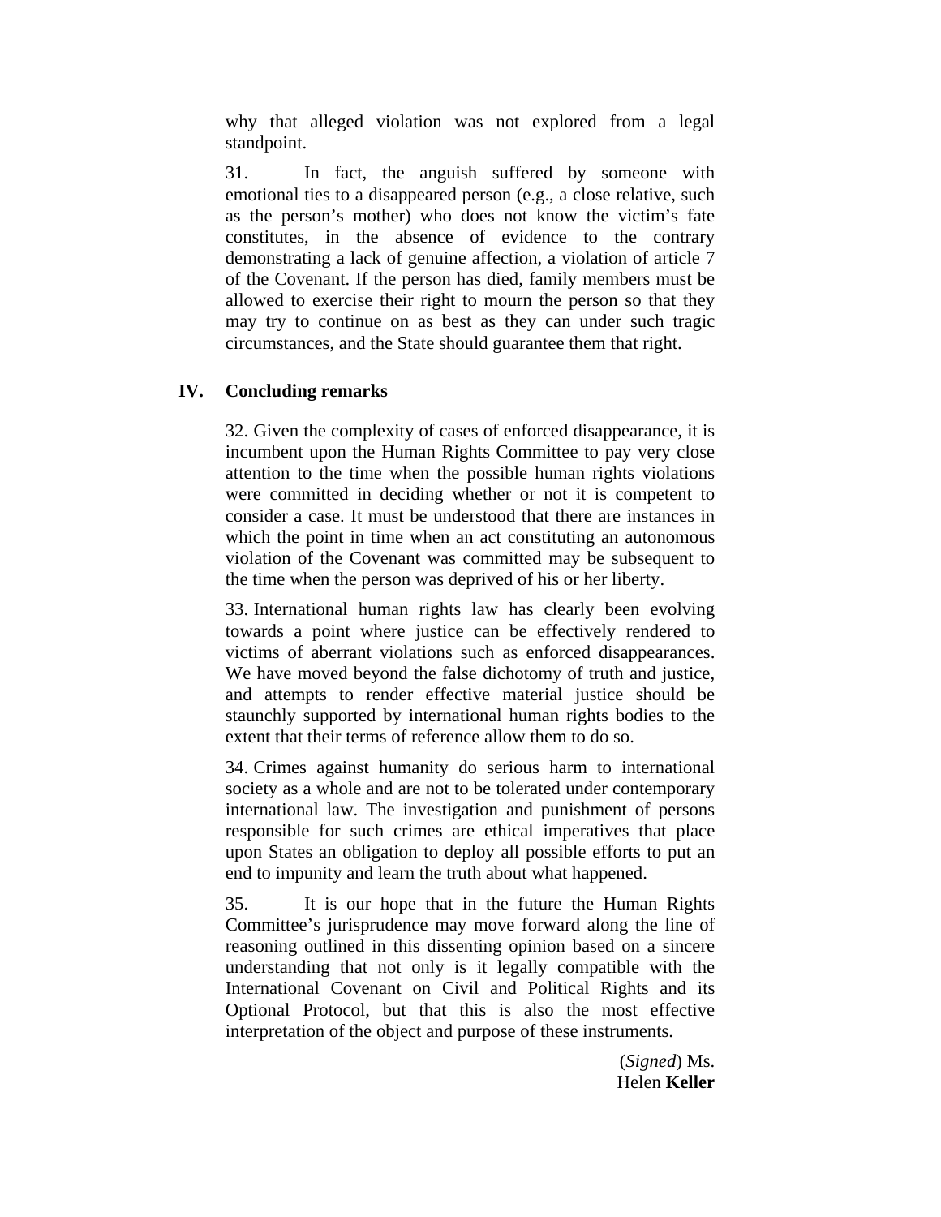why that alleged violation was not explored from a legal standpoint.

31. In fact, the anguish suffered by someone with emotional ties to a disappeared person (e.g., a close relative, such as the person's mother) who does not know the victim's fate constitutes, in the absence of evidence to the contrary demonstrating a lack of genuine affection, a violation of article 7 of the Covenant. If the person has died, family members must be allowed to exercise their right to mourn the person so that they may try to continue on as best as they can under such tragic circumstances, and the State should guarantee them that right.

## IV. Concluding remarks

32. Given the complexity of cases of enforced disappearance, it is incumbent upon the Human Rights Committee to pay very close attention to the time when the possible human rights violations were committed in deciding whether or not it is competent to consider a case. It must be understood that there are instances in which the point in time when an act constituting an autonomous violation of the Covenant was committed may be subsequent to the time when the person was deprived of his or her liberty.

33. International human rights law has clearly been evolving towards a point where justice can be effectively rendered to victims of aberrant violations such as enforced disappearances. We have moved beyond the false dichotomy of truth and justice, and attempts to render effective material justice should be staunchly supported by international human rights bodies to the extent that their terms of reference allow them to do so.

34. Crimes against humanity do serious harm to international society as a whole and are not to be tolerated under contemporary international law. The investigation and punishment of persons responsible for such crimes are ethical imperatives that place upon States an obligation to deploy all possible efforts to put an end to impunity and learn the truth about what happened.

35. It is our hope that in the future the Human Rights Committee's jurisprudence may move forward along the line of reasoning outlined in this dissenting opinion based on a sincere understanding that not only is it legally compatible with the International Covenant on Civil and Political Rights and its Optional Protocol, but that this is also the most effective interpretation of the object and purpose of these instruments.

(*Signed*) Ms. Helen **Keller**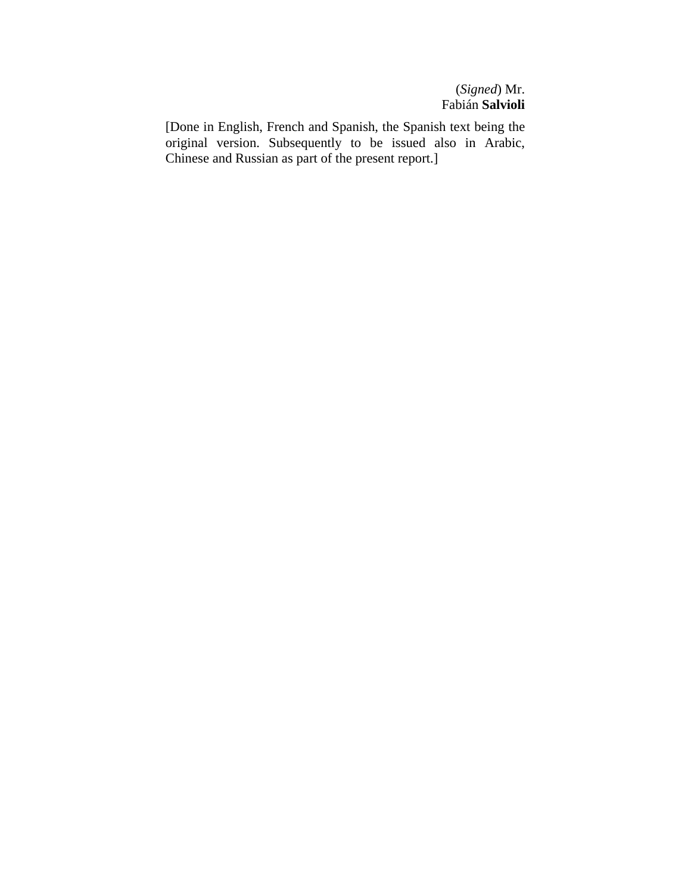(*Signed*) Mr. Fabián **Salvioli**

[Done in English, French and Spanish, the Spanish text being the original version. Subsequently to be issued also in Arabic, Chinese and Russian as part of the present report.]